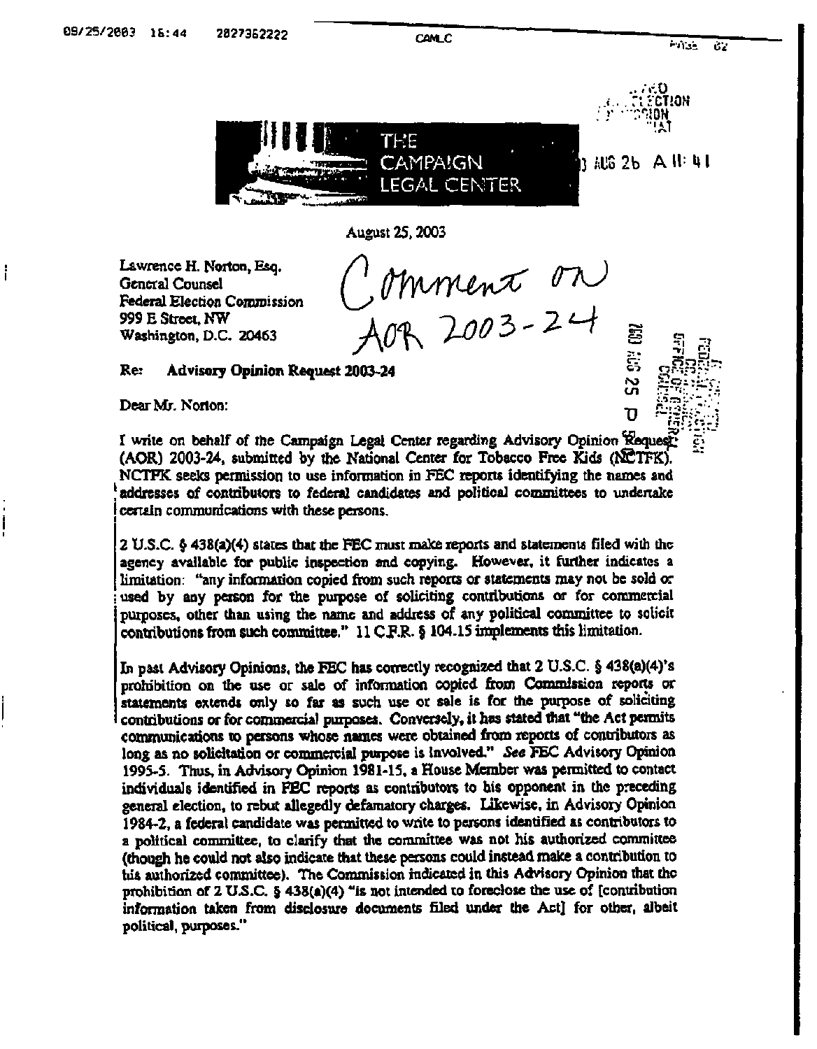THE CAMPAIGN LEGAL CENTER

August 25, 2003

Lawrence H. Norton, Esq.
General Counsel
Federal Election Commission
999 E Street, NW
Washington, D.C. 20463

Comment on AOR 2003-24

Re: **Advisory Opinion Request 2003-24**

Dear Mr. Norton:

I write on behalf of the Campaign Legal Center regarding Advisory Opinion Request (AOR) 2003-24, submitted by the National Center for Tobacco Free Kids (NCTFK). NCTFK seeks permission to use information in FEC reports identifying the names and addresses of contributors to federal candidates and political committees to undertake certain communications with these persons.

2 U.S.C. § 438(a)(4) states that the FEC must make reports and statements filed with the agency available for public inspection and copying. However, it further indicates a limitation: "any information copied from such reports or statements may not be sold or used by any person for the purpose of soliciting contributions or for commercial purposes, other than using the name and address of any political committee to solicit contributions from such committee." 11 C.F.R. § 104.15 implements this limitation.

In past Advisory Opinions, the FEC has correctly recognized that 2 U.S.C. § 438(a)(4)'s prohibition on the use or sale of information copied from Commission reports or statements extends only so far as such use or sale is for the purpose of soliciting contributions or for commercial purposes. Conversely, it has stated that "the Act permits communications to persons whose names were obtained from reports of contributors as long as no solicitation or commercial purpose is involved." *See* FEC Advisory Opinion 1995-5. Thus, in Advisory Opinion 1981-15, a House Member was permitted to contact individuals identified in FEC reports as contributors to his opponent in the preceding general election, to rebut allegedly defamatory charges. Likewise, in Advisory Opinion 1984-2, a federal candidate was permitted to write to persons identified as contributors to a political committee, to clarify that the committee was not his authorized committee (though he could not also indicate that these persons could instead make a contribution to his authorized committee). The Commission indicated in this Advisory Opinion that the prohibition of 2 U.S.C. § 438(a)(4) "is not intended to foreclose the use of [contribution information taken from disclosure documents filed under the Act] for other, albeit political, purposes."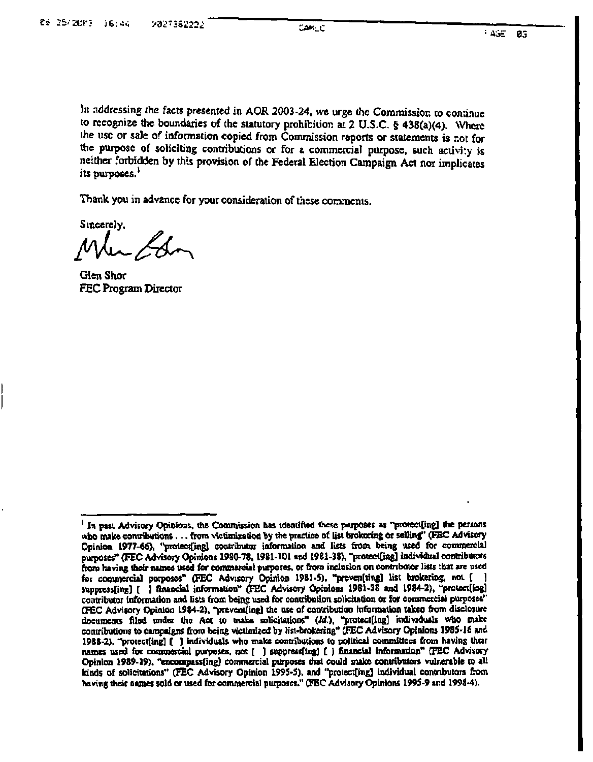In addressing the facts presented in AOR 2003-24, we urge the Commission to continue to recognize the boundaries of the statutory prohibition at 2 U.S.C. § 438(a)(4). Where the use or sale of information copied from Commission reports or statements is not for the purpose of soliciting contributions or for a commercial purpose, such activity is neither forbidden by this provision of the Federal Election Campaign Act nor implicates its purposes.[1]

Thank you in advance for your consideration of these comments.

Sincerely,

Glen Shor
FEC Program Director

---

[1] In past Advisory Opinions, the Commission has identified these purposes as "protect[ing] the persons who make contributions . . . from victimization by the practice of list brokering or selling" (FEC Advisory Opinion 1977-66), "protect[ing] contributor information and lists from being used for commercial purposes" (FEC Advisory Opinions 1980-78, 1981-101 and 1981-38), "protect[ing] individual contributors from having their names used for commercial purposes, or from inclusion on contributor lists that are used for commercial purposes" (FEC Advisory Opinion 1981-5), "preven[ting] list brokering, not [ ] suppress[ing] [ ] financial information" (FEC Advisory Opinions 1981-38 and 1984-2), "protect[ing] contributor information and lists from being used for contribution solicitation or for commercial purposes" (FEC Advisory Opinion 1984-2), "prevent[ing] the use of contribution information taken from disclosure documents filed under the Act to make solicitations" (*Id.*), "protect[ing] individuals who make contributions to campaigns from being victimized by list-brokering" (FEC Advisory Opinions 1985-16 and 1988-2), "protect[ing] [ ] individuals who make contributions to political committees from having their names used for commercial purposes, not [ ] suppress[ing] [ ] financial information" (FEC Advisory Opinion 1989-19), "encompass[ing] commercial purposes that could make contributors vulnerable to all kinds of solicitations" (FEC Advisory Opinion 1995-5), and "protect[ing] individual contributors from having their names sold or used for commercial purposes." (FEC Advisory Opinions 1995-9 and 1998-4).